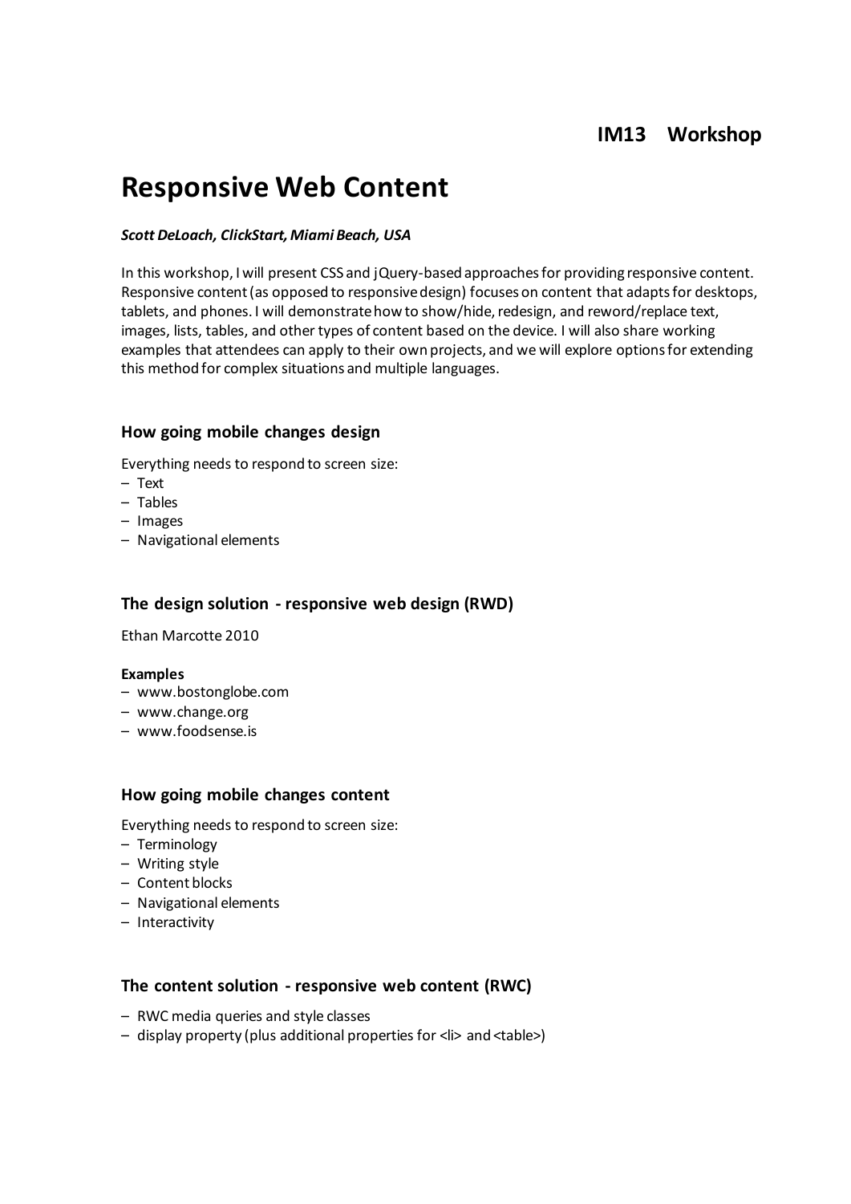**IM13 Workshop**

# Responsive Web Content

***Scott DeLoach, ClickStart, Miami Beach, USA***

In this workshop, I will present CSS and jQuery-based approaches for providing responsive content. Responsive content (as opposed to responsive design) focuses on content that adapts for desktops, tablets, and phones. I will demonstrate how to show/hide, redesign, and reword/replace text, images, lists, tables, and other types of content based on the device. I will also share working examples that attendees can apply to their own projects, and we will explore options for extending this method for complex situations and multiple languages.

## How going mobile changes design

Everything needs to respond to screen size:

- Text
- Tables
- Images
- Navigational elements

## The design solution - responsive web design (RWD)

Ethan Marcotte 2010

**Examples**

- www.bostonglobe.com
- www.change.org
- www.foodsense.is

## How going mobile changes content

Everything needs to respond to screen size:

- Terminology
- Writing style
- Content blocks
- Navigational elements
- Interactivity

## The content solution - responsive web content (RWC)

- RWC media queries and style classes
- display property (plus additional properties for <li> and <table>)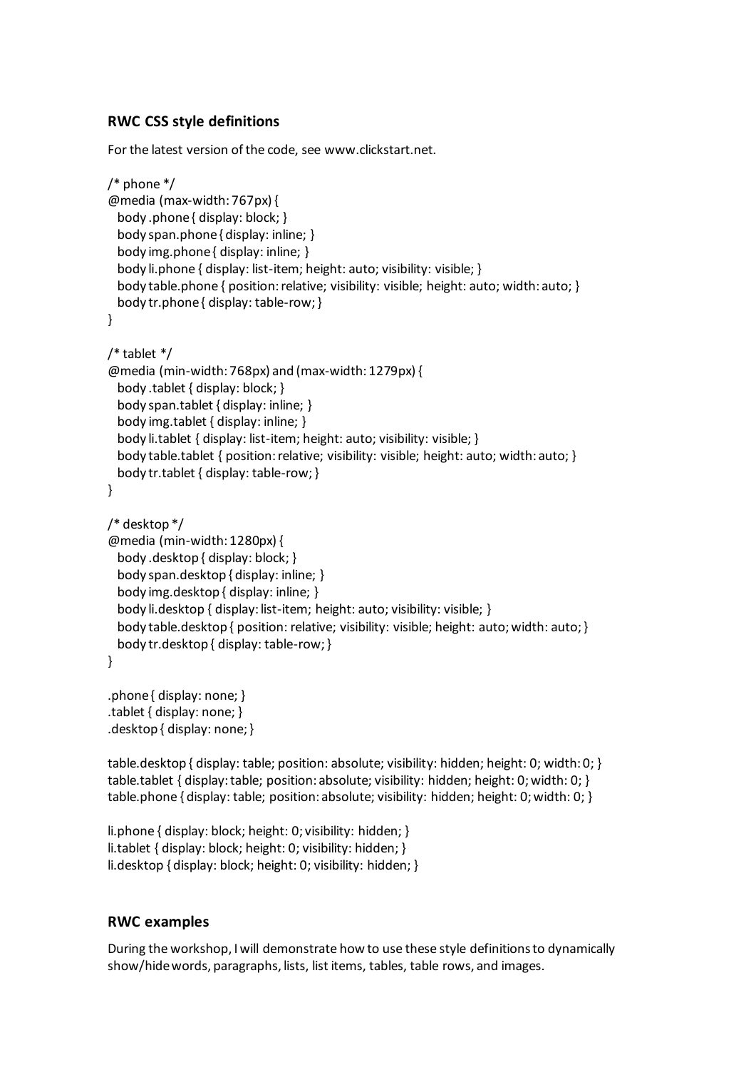## RWC CSS style definitions

For the latest version of the code, see www.clickstart.net.

```
/* phone */
@media (max-width: 767px) {
  body .phone { display: block; }
  body span.phone { display: inline; }
  body img.phone { display: inline; }
  body li.phone { display: list-item; height: auto; visibility: visible; }
  body table.phone { position: relative; visibility: visible; height: auto; width: auto; }
  body tr.phone { display: table-row; }
}

/* tablet */
@media (min-width: 768px) and (max-width: 1279px) {
  body .tablet { display: block; }
  body span.tablet { display: inline; }
  body img.tablet { display: inline; }
  body li.tablet { display: list-item; height: auto; visibility: visible; }
  body table.tablet { position: relative; visibility: visible; height: auto; width: auto; }
  body tr.tablet { display: table-row; }
}

/* desktop */
@media (min-width: 1280px) {
  body .desktop { display: block; }
  body span.desktop { display: inline; }
  body img.desktop { display: inline; }
  body li.desktop { display: list-item; height: auto; visibility: visible; }
  body table.desktop { position: relative; visibility: visible; height: auto; width: auto; }
  body tr.desktop { display: table-row; }
}

.phone { display: none; }
.tablet { display: none; }
.desktop { display: none; }

table.desktop { display: table; position: absolute; visibility: hidden; height: 0; width: 0; }
table.tablet { display: table; position: absolute; visibility: hidden; height: 0; width: 0; }
table.phone { display: table; position: absolute; visibility: hidden; height: 0; width: 0; }

li.phone { display: block; height: 0; visibility: hidden; }
li.tablet { display: block; height: 0; visibility: hidden; }
li.desktop { display: block; height: 0; visibility: hidden; }
```

## RWC examples

During the workshop, I will demonstrate how to use these style definitions to dynamically show/hide words, paragraphs, lists, list items, tables, table rows, and images.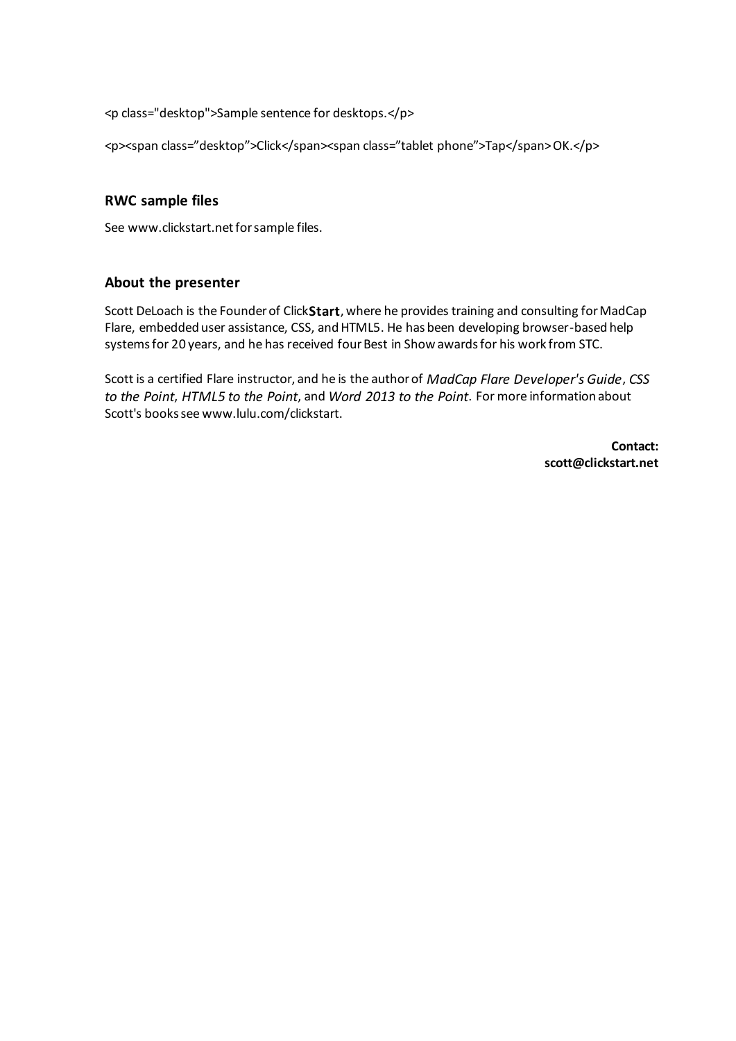```
<p class="desktop">Sample sentence for desktops.</p>

<p><span class="desktop">Click</span><span class="tablet phone">Tap</span>OK.</p>
```

### RWC sample files

See www.clickstart.net for sample files.

### About the presenter

Scott DeLoach is the Founder of Click**Start**, where he provides training and consulting for MadCap Flare, embedded user assistance, CSS, and HTML5. He has been developing browser-based help systems for 20 years, and he has received four Best in Show awards for his work from STC.

Scott is a certified Flare instructor, and he is the author of *MadCap Flare Developer's Guide*, *CSS to the Point*, *HTML5 to the Point*, and *Word 2013 to the Point*. For more information about Scott's books see www.lulu.com/clickstart.

**Contact:**
**scott@clickstart.net**